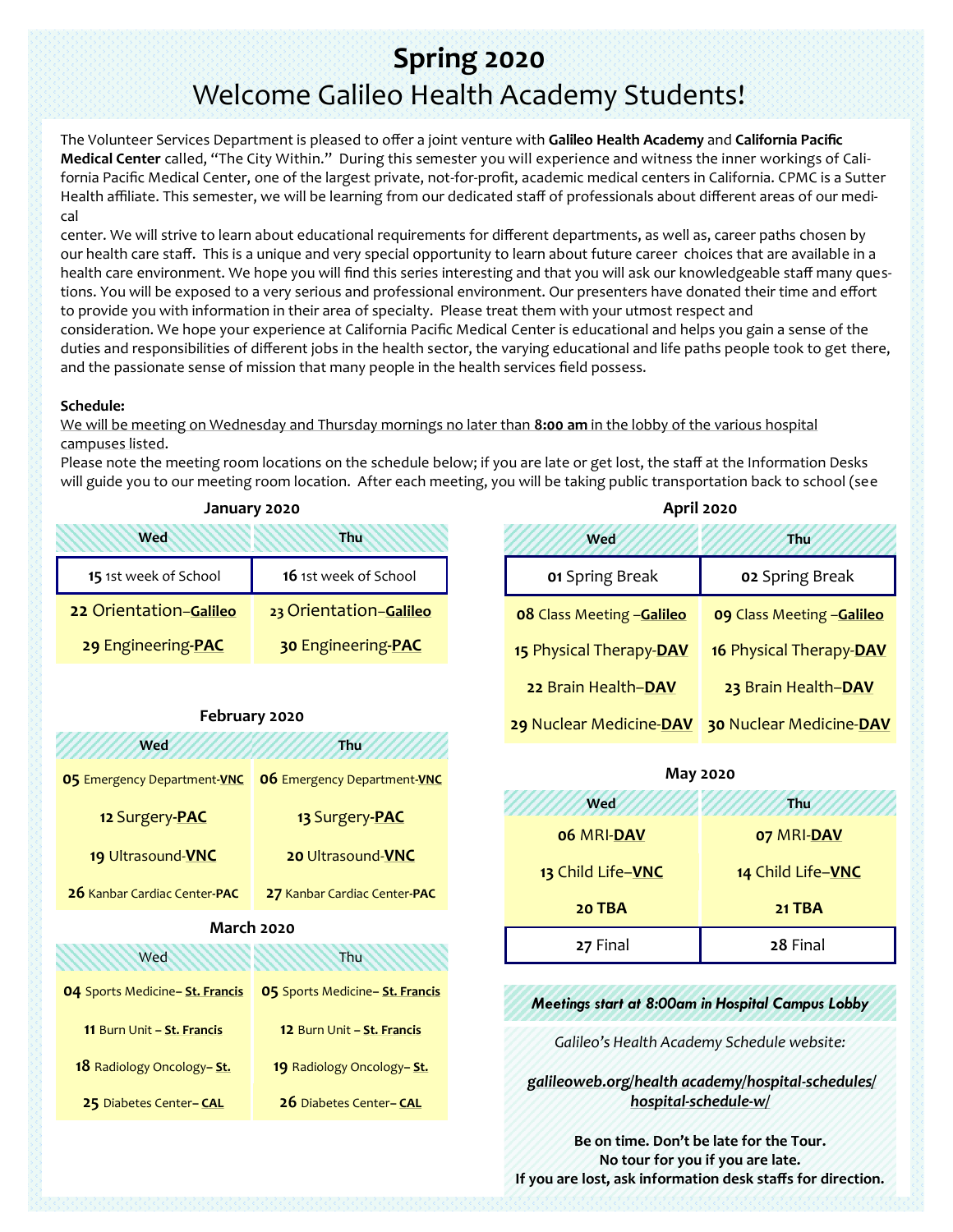# Spring 2020

## Welcome Galileo Health Academy Students!

The Volunteer Services Department is pleased to offer a joint venture with **Galileo Health Academy** and **California Pacific Medical Center** called, "The City Within." During this semester you will experience and witness the inner workings of California Pacific Medical Center, one of the largest private, not-for-profit, academic medical centers in California. CPMC is a Sutter Health affiliate. This semester, we will be learning from our dedicated staff of professionals about different areas of our medical center. We will strive to learn about educational requirements for different departments, as well as, career paths chosen by our health care staff. This is a unique and very special opportunity to learn about future career choices that are available in a health care environment. We hope you will find this series interesting and that you will ask our knowledgeable staff many questions. You will be exposed to a very serious and professional environment. Our presenters have donated their time and effort to provide you with information in their area of specialty. Please treat them with your utmost respect and consideration. We hope your experience at California Pacific Medical Center is educational and helps you gain a sense of the duties and responsibilities of different jobs in the health sector, the varying educational and life paths people took to get there, and the passionate sense of mission that many people in the health services field possess.

**Schedule:**

We will be meeting on Wednesday and Thursday mornings no later than **8:00 am** in the lobby of the various hospital campuses listed.

Please note the meeting room locations on the schedule below; if you are late or get lost, the staff at the Information Desks will guide you to our meeting room location. After each meeting, you will be taking public transportation back to school (see

### January 2020

| Wed | Thu |
|---|---|
| **15** 1st week of School | **16** 1st week of School |
| **22** Orientation–**Galileo** | **23** Orientation–**Galileo** |
| **29** Engineering-**PAC** | **30** Engineering-**PAC** |

### February 2020

| Wed | Thu |
|---|---|
| **05** Emergency Department-**VNC** | **06** Emergency Department-**VNC** |
| **12** Surgery-**PAC** | **13** Surgery-**PAC** |
| **19** Ultrasound-**VNC** | **20** Ultrasound-**VNC** |
| **26** Kanbar Cardiac Center-**PAC** | **27** Kanbar Cardiac Center-**PAC** |

### March 2020

| Wed | Thu |
|---|---|
| **04** Sports Medicine– **St. Francis** | **05** Sports Medicine– **St. Francis** |
| **11** Burn Unit – **St. Francis** | **12** Burn Unit – **St. Francis** |
| **18** Radiology Oncology– **St.** | **19** Radiology Oncology– **St.** |
| **25** Diabetes Center– **CAL** | **26** Diabetes Center– **CAL** |

### April 2020

| Wed | Thu |
|---|---|
| **01** Spring Break | **02** Spring Break |
| **08** Class Meeting –**Galileo** | **09** Class Meeting –**Galileo** |
| **15** Physical Therapy-**DAV** | **16** Physical Therapy-**DAV** |
| **22** Brain Health–**DAV** | **23** Brain Health–**DAV** |
| **29** Nuclear Medicine-**DAV** | **30** Nuclear Medicine-**DAV** |

### May 2020

| Wed | Thu |
|---|---|
| **06** MRI-**DAV** | **07** MRI-**DAV** |
| **13** Child Life–**VNC** | **14** Child Life–**VNC** |
| **20 TBA** | **21 TBA** |
| **27** Final | **28** Final |

***Meetings start at 8:00am in Hospital Campus Lobby***

*Galileo's Health Academy Schedule website:*

***galileoweb.org/health academy/hospital-schedules/hospital-schedule-w/***

**Be on time. Don't be late for the Tour.**
**No tour for you if you are late.**
**If you are lost, ask information desk staffs for direction.**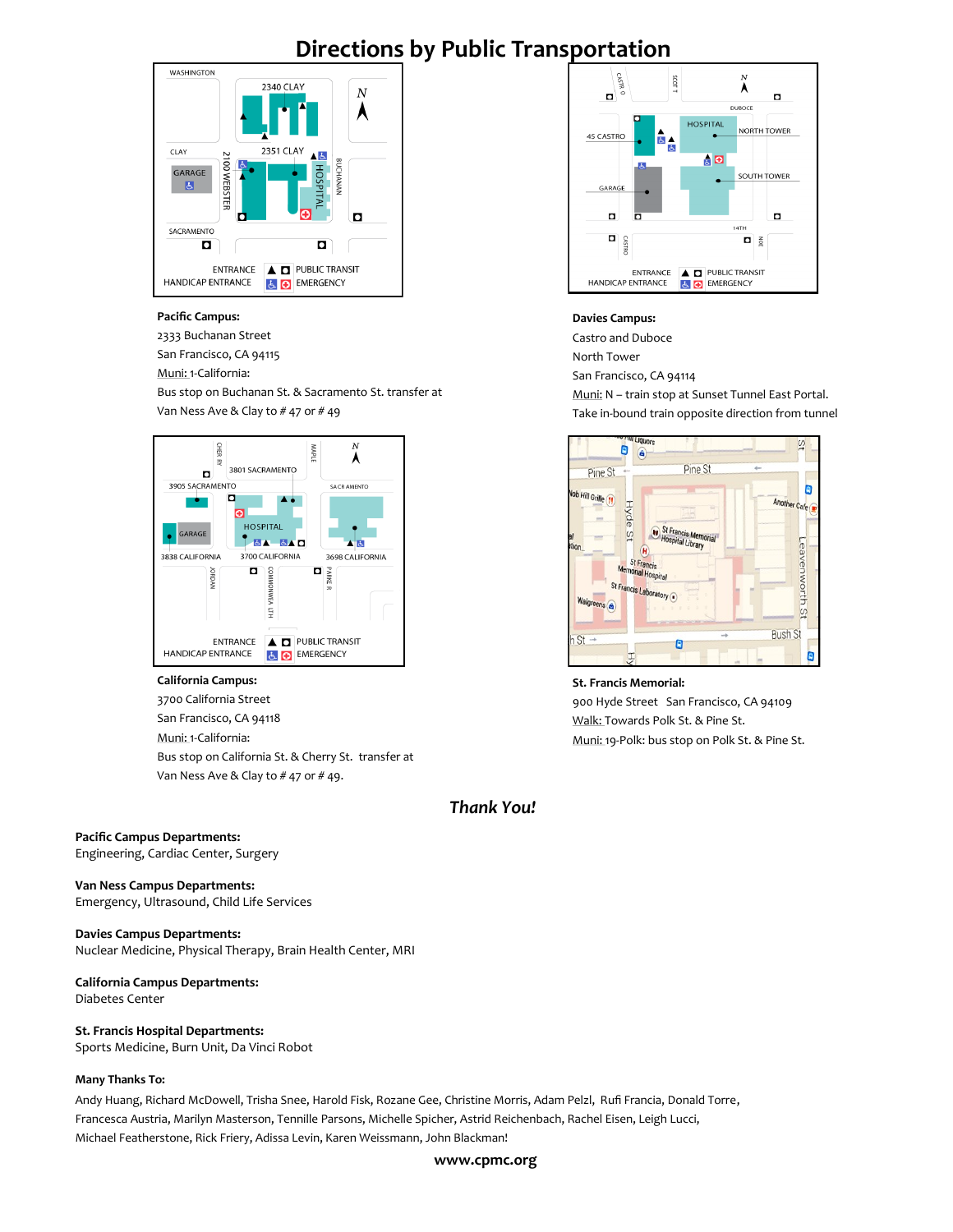# Directions by Public Transportation

**Pacific Campus:**
2333 Buchanan Street
San Francisco, CA 94115
Muni: 1-California:
Bus stop on Buchanan St. & Sacramento St. transfer at Van Ness Ave & Clay to # 47 or # 49

**Davies Campus:**
Castro and Duboce
North Tower
San Francisco, CA 94114
Muni: N – train stop at Sunset Tunnel East Portal.
Take in-bound train opposite direction from tunnel

**California Campus:**
3700 California Street
San Francisco, CA 94118
Muni: 1-California:
Bus stop on California St. & Cherry St. transfer at Van Ness Ave & Clay to # 47 or # 49.

**St. Francis Memorial:**
900 Hyde Street San Francisco, CA 94109
Walk: Towards Polk St. & Pine St.
Muni: 19-Polk: bus stop on Polk St. & Pine St.

***Thank You!***

**Pacific Campus Departments:**
Engineering, Cardiac Center, Surgery

**Van Ness Campus Departments:**
Emergency, Ultrasound, Child Life Services

**Davies Campus Departments:**
Nuclear Medicine, Physical Therapy, Brain Health Center, MRI

**California Campus Departments:**
Diabetes Center

**St. Francis Hospital Departments:**
Sports Medicine, Burn Unit, Da Vinci Robot

**Many Thanks To:**
Andy Huang, Richard McDowell, Trisha Snee, Harold Fisk, Rozane Gee, Christine Morris, Adam Pelzl, Rufi Francia, Donald Torre, Francesca Austria, Marilyn Masterson, Tennille Parsons, Michelle Spicher, Astrid Reichenbach, Rachel Eisen, Leigh Lucci, Michael Featherstone, Rick Friery, Adissa Levin, Karen Weissmann, John Blackman!

**www.cpmc.org**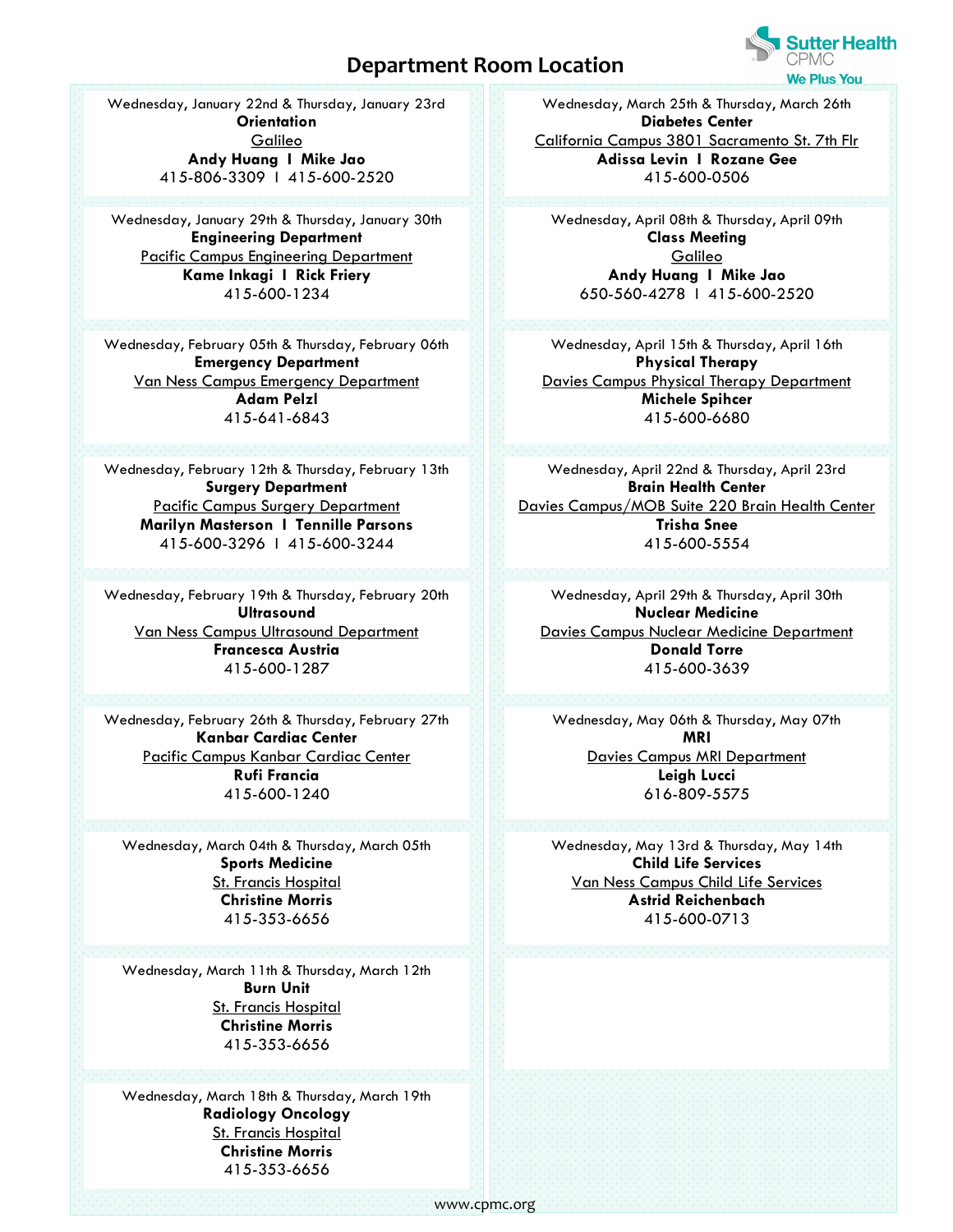# Department Room Location

Sutter Health CPMC
We Plus You

Wednesday, January 22nd & Thursday, January 23rd
**Orientation**
Galileo
**Andy Huang I Mike Jao**
415-806-3309 I 415-600-2520

Wednesday, January 29th & Thursday, January 30th
**Engineering Department**
Pacific Campus Engineering Department
**Kame Inkagi I Rick Friery**
415-600-1234

Wednesday, February 05th & Thursday, February 06th
**Emergency Department**
Van Ness Campus Emergency Department
**Adam Pelzl**
415-641-6843

Wednesday, February 12th & Thursday, February 13th
**Surgery Department**
Pacific Campus Surgery Department
**Marilyn Masterson I Tennille Parsons**
415-600-3296 I 415-600-3244

Wednesday, February 19th & Thursday, February 20th
**Ultrasound**
Van Ness Campus Ultrasound Department
**Francesca Austria**
415-600-1287

Wednesday, February 26th & Thursday, February 27th
**Kanbar Cardiac Center**
Pacific Campus Kanbar Cardiac Center
**Rufi Francia**
415-600-1240

Wednesday, March 04th & Thursday, March 05th
**Sports Medicine**
St. Francis Hospital
**Christine Morris**
415-353-6656

Wednesday, March 11th & Thursday, March 12th
**Burn Unit**
St. Francis Hospital
**Christine Morris**
415-353-6656

Wednesday, March 18th & Thursday, March 19th
**Radiology Oncology**
St. Francis Hospital
**Christine Morris**
415-353-6656

Wednesday, March 25th & Thursday, March 26th
**Diabetes Center**
California Campus 3801 Sacramento St. 7th Flr
**Adissa Levin I Rozane Gee**
415-600-0506

Wednesday, April 08th & Thursday, April 09th
**Class Meeting**
Galileo
**Andy Huang I Mike Jao**
650-560-4278 I 415-600-2520

Wednesday, April 15th & Thursday, April 16th
**Physical Therapy**
Davies Campus Physical Therapy Department
**Michele Spihcer**
415-600-6680

Wednesday, April 22nd & Thursday, April 23rd
**Brain Health Center**
Davies Campus/MOB Suite 220 Brain Health Center
**Trisha Snee**
415-600-5554

Wednesday, April 29th & Thursday, April 30th
**Nuclear Medicine**
Davies Campus Nuclear Medicine Department
**Donald Torre**
415-600-3639

Wednesday, May 06th & Thursday, May 07th
**MRI**
Davies Campus MRI Department
**Leigh Lucci**
616-809-5575

Wednesday, May 13rd & Thursday, May 14th
**Child Life Services**
Van Ness Campus Child Life Services
**Astrid Reichenbach**
415-600-0713

www.cpmc.org